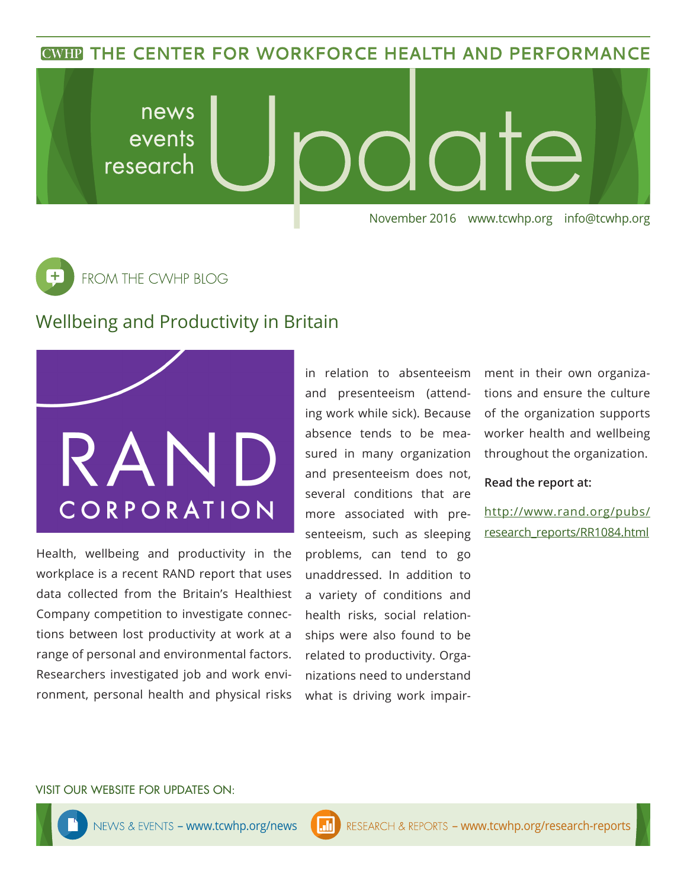CWHP THE CENTER FOR WORKFORCE HEALTH AND PERFORMANCE

# news events research Update

November 2016 www.tcwhp.org info@tcwhp.org

FROM THE CWHP BLOG

## Wellbeing and Productivity in Britain

RAND CORPORATION

Health, wellbeing and productivity in the workplace is a recent RAND report that uses data collected from the Britain's Healthiest Company competition to investigate connections between lost productivity at work at a range of personal and environmental factors. Researchers investigated job and work environment, personal health and physical risks in relation to absenteeism and presenteeism (attending work while sick). Because absence tends to be measured in many organization and presenteeism does not, several conditions that are more associated with presenteeism, such as sleeping problems, can tend to go unaddressed. In addition to a variety of conditions and health risks, social relationships were also found to be related to productivity. Organizations need to understand what is driving work impairment in their own organizations and ensure the culture of the organization supports worker health and wellbeing throughout the organization.

**Read the report at:**

http://www.rand.org/pubs/research_reports/RR1084.html

VISIT OUR WEBSITE FOR UPDATES ON:

NEWS & EVENTS – www.tcwhp.org/news

RESEARCH & REPORTS – www.tcwhp.org/research-reports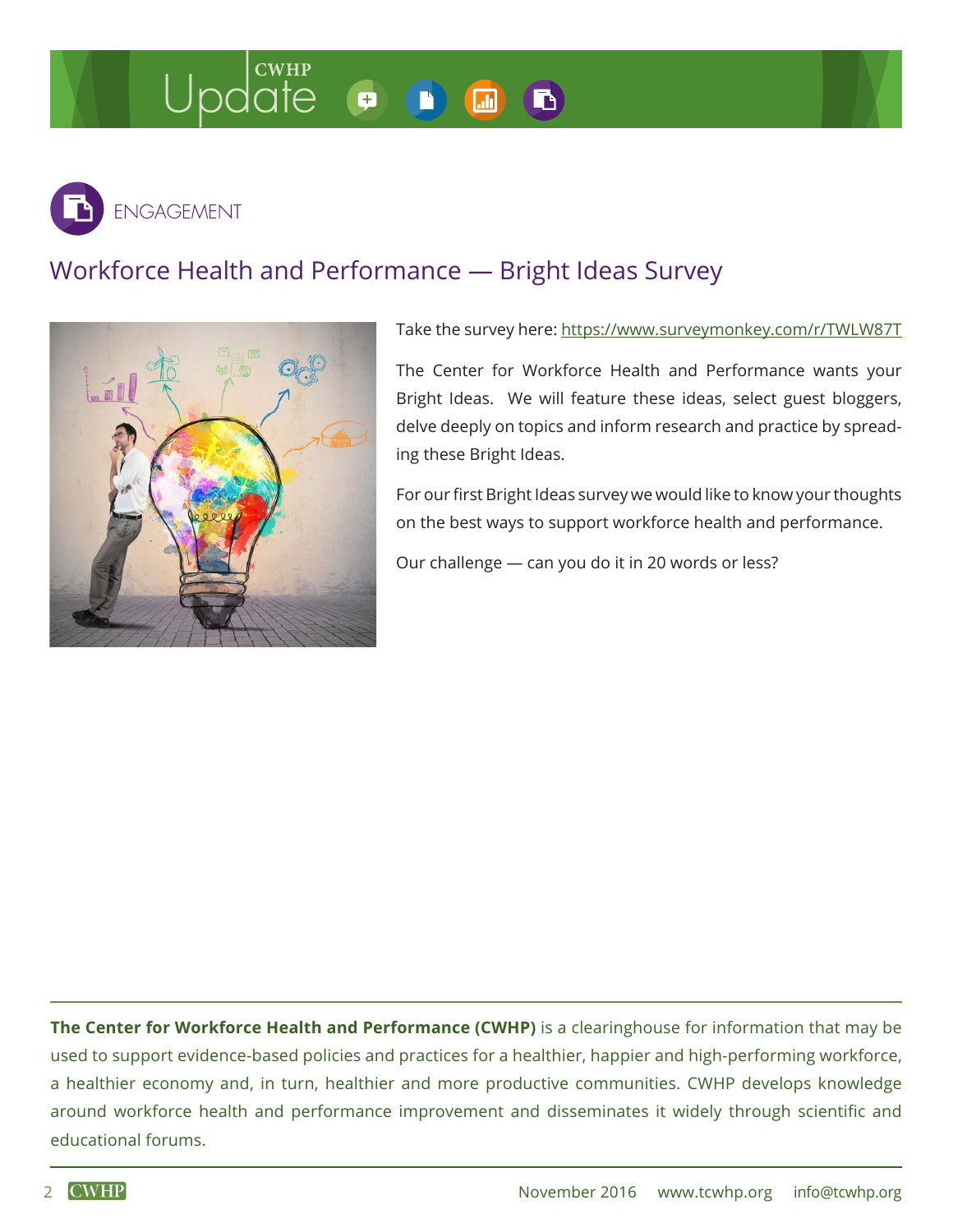# ENGAGEMENT

## Workforce Health and Performance — Bright Ideas Survey

Take the survey here: https://www.surveymonkey.com/r/TWLW87T

The Center for Workforce Health and Performance wants your Bright Ideas. We will feature these ideas, select guest bloggers, delve deeply on topics and inform research and practice by spreading these Bright Ideas.

For our first Bright Ideas survey we would like to know your thoughts on the best ways to support workforce health and performance.

Our challenge — can you do it in 20 words or less?

---

**The Center for Workforce Health and Performance (CWHP)** is a clearinghouse for information that may be used to support evidence-based policies and practices for a healthier, happier and high-performing workforce, a healthier economy and, in turn, healthier and more productive communities. CWHP develops knowledge around workforce health and performance improvement and disseminates it widely through scientific and educational forums.